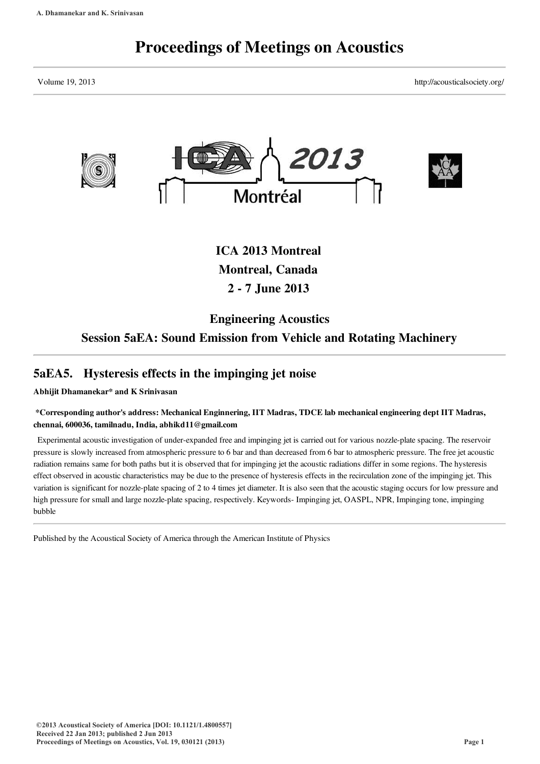# Proceedings of Meetings on Acoustics

Volume 19, 2013 http://acousticalsociety.org/

## ICA 2013 Montreal
## Montreal, Canada
## 2 - 7 June 2013

## Engineering Acoustics
## Session 5aEA: Sound Emission from Vehicle and Rotating Machinery

## 5aEA5. Hysteresis effects in the impinging jet noise

**Abhijit Dhamanekar* and K Srinivasan**

**\*Corresponding author's address: Mechanical Enginnering, IIT Madras, TDCE lab mechanical engineering dept IIT Madras, chennai, 600036, tamilnadu, India, abhikd11@gmail.com**

Experimental acoustic investigation of under-expanded free and impinging jet is carried out for various nozzle-plate spacing. The reservoir pressure is slowly increased from atmospheric pressure to 6 bar and than decreased from 6 bar to atmospheric pressure. The free jet acoustic radiation remains same for both paths but it is observed that for impinging jet the acoustic radiations differ in some regions. The hysteresis effect observed in acoustic characteristics may be due to the presence of hysteresis effects in the recirculation zone of the impinging jet. This variation is significant for nozzle-plate spacing of 2 to 4 times jet diameter. It is also seen that the acoustic staging occurs for low pressure and high pressure for small and large nozzle-plate spacing, respectively. Keywords- Impinging jet, OASPL, NPR, Impinging tone, impinging bubble

Published by the Acoustical Society of America through the American Institute of Physics

©2013 Acoustical Society of America [DOI: 10.1121/1.4800557]
Received 22 Jan 2013; published 2 Jun 2013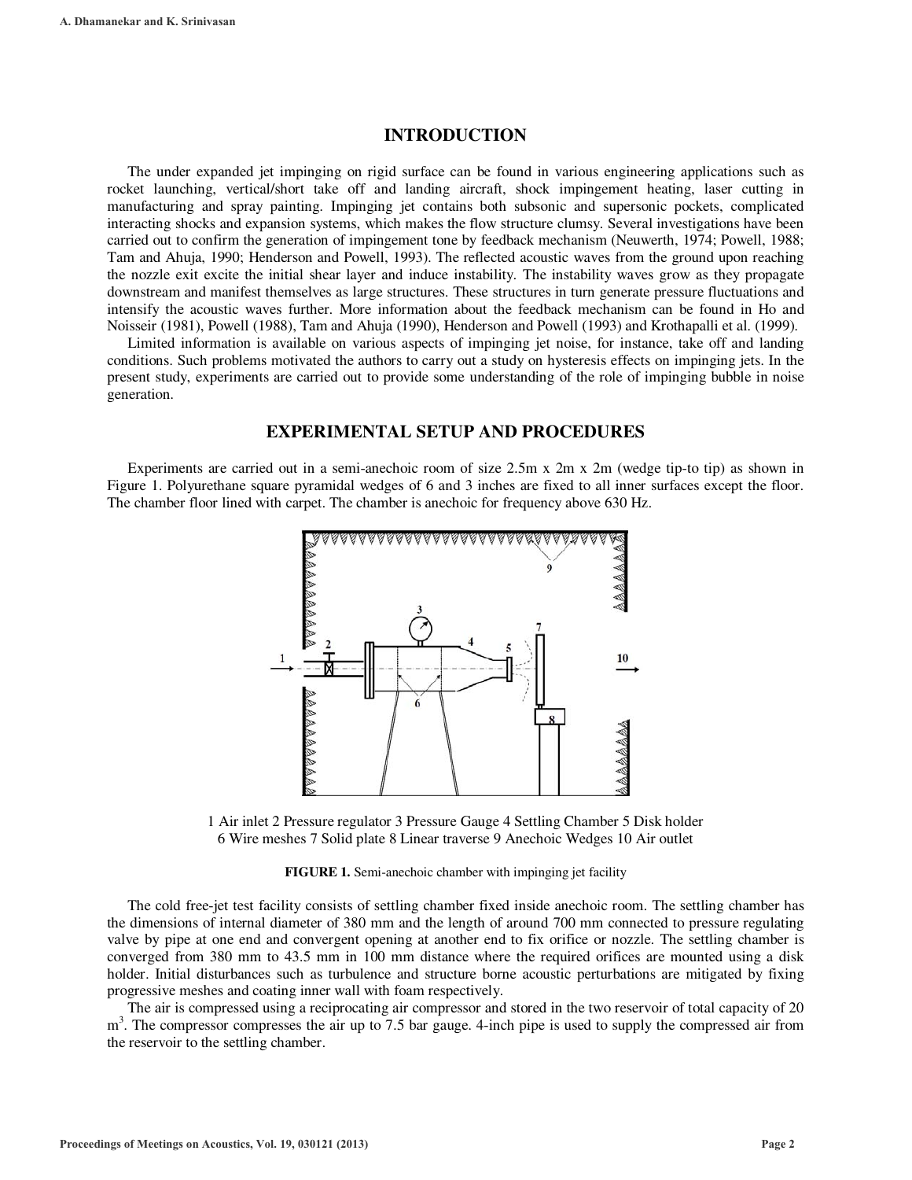## INTRODUCTION

The under expanded jet impinging on rigid surface can be found in various engineering applications such as rocket launching, vertical/short take off and landing aircraft, shock impingement heating, laser cutting in manufacturing and spray painting. Impinging jet contains both subsonic and supersonic pockets, complicated interacting shocks and expansion systems, which makes the flow structure clumsy. Several investigations have been carried out to confirm the generation of impingement tone by feedback mechanism (Neuwerth, 1974; Powell, 1988; Tam and Ahuja, 1990; Henderson and Powell, 1993). The reflected acoustic waves from the ground upon reaching the nozzle exit excite the initial shear layer and induce instability. The instability waves grow as they propagate downstream and manifest themselves as large structures. These structures in turn generate pressure fluctuations and intensify the acoustic waves further. More information about the feedback mechanism can be found in Ho and Noisseir (1981), Powell (1988), Tam and Ahuja (1990), Henderson and Powell (1993) and Krothapalli et al. (1999).

Limited information is available on various aspects of impinging jet noise, for instance, take off and landing conditions. Such problems motivated the authors to carry out a study on hysteresis effects on impinging jets. In the present study, experiments are carried out to provide some understanding of the role of impinging bubble in noise generation.

## EXPERIMENTAL SETUP AND PROCEDURES

Experiments are carried out in a semi-anechoic room of size 2.5m x 2m x 2m (wedge tip-to tip) as shown in Figure 1. Polyurethane square pyramidal wedges of 6 and 3 inches are fixed to all inner surfaces except the floor. The chamber floor lined with carpet. The chamber is anechoic for frequency above 630 Hz.

1 Air inlet 2 Pressure regulator 3 Pressure Gauge 4 Settling Chamber 5 Disk holder
6 Wire meshes 7 Solid plate 8 Linear traverse 9 Anechoic Wedges 10 Air outlet

**FIGURE 1.** Semi-anechoic chamber with impinging jet facility

The cold free-jet test facility consists of settling chamber fixed inside anechoic room. The settling chamber has the dimensions of internal diameter of 380 mm and the length of around 700 mm connected to pressure regulating valve by pipe at one end and convergent opening at another end to fix orifice or nozzle. The settling chamber is converged from 380 mm to 43.5 mm in 100 mm distance where the required orifices are mounted using a disk holder. Initial disturbances such as turbulence and structure borne acoustic perturbations are mitigated by fixing progressive meshes and coating inner wall with foam respectively.

The air is compressed using a reciprocating air compressor and stored in the two reservoir of total capacity of 20 $m^3$. The compressor compresses the air up to 7.5 bar gauge. 4-inch pipe is used to supply the compressed air from the reservoir to the settling chamber.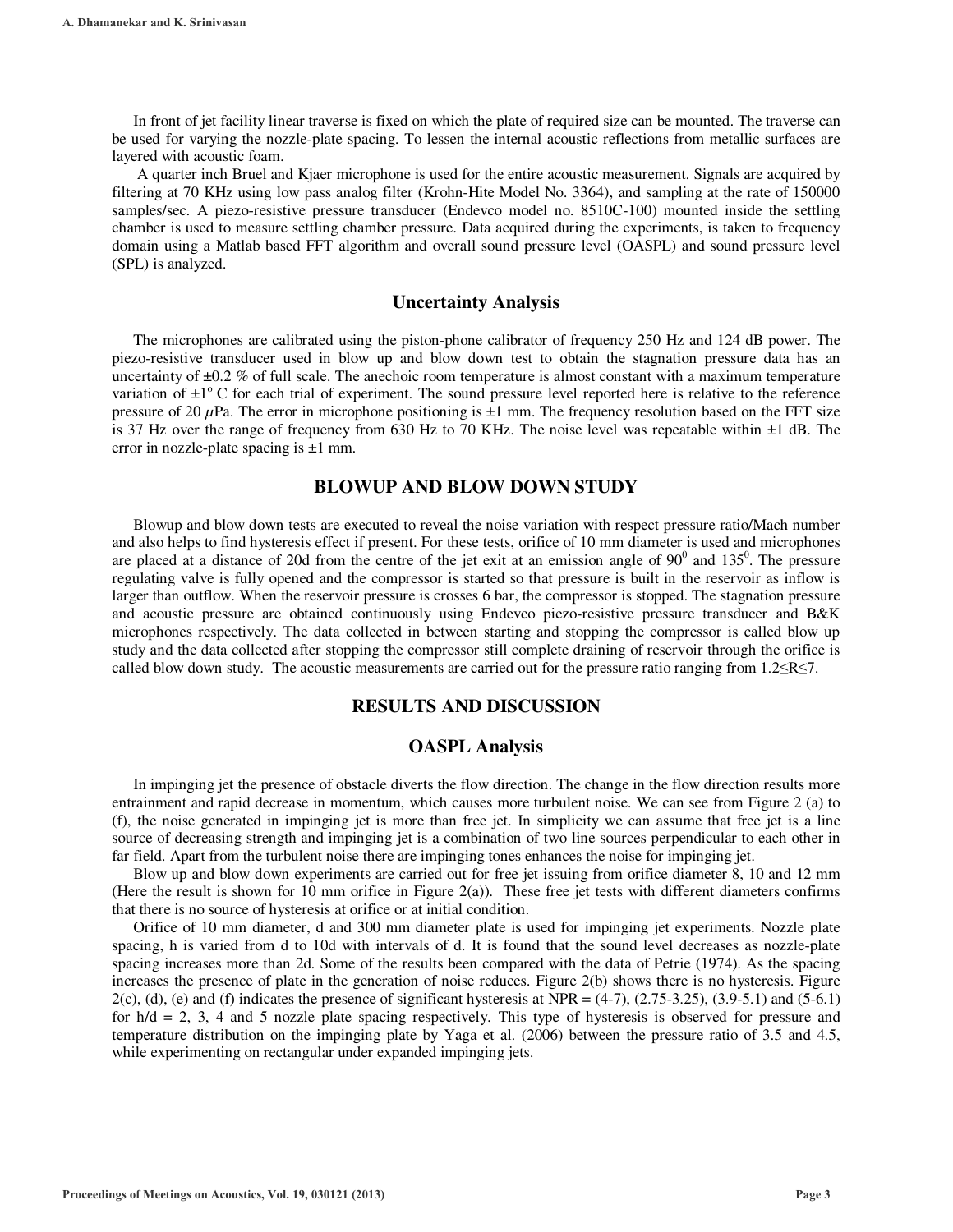In front of jet facility linear traverse is fixed on which the plate of required size can be mounted. The traverse can be used for varying the nozzle-plate spacing. To lessen the internal acoustic reflections from metallic surfaces are layered with acoustic foam.

A quarter inch Bruel and Kjaer microphone is used for the entire acoustic measurement. Signals are acquired by filtering at 70 KHz using low pass analog filter (Krohn-Hite Model No. 3364), and sampling at the rate of 150000 samples/sec. A piezo-resistive pressure transducer (Endevco model no. 8510C-100) mounted inside the settling chamber is used to measure settling chamber pressure. Data acquired during the experiments, is taken to frequency domain using a Matlab based FFT algorithm and overall sound pressure level (OASPL) and sound pressure level (SPL) is analyzed.

## Uncertainty Analysis

The microphones are calibrated using the piston-phone calibrator of frequency 250 Hz and 124 dB power. The piezo-resistive transducer used in blow up and blow down test to obtain the stagnation pressure data has an uncertainty of ±0.2 % of full scale. The anechoic room temperature is almost constant with a maximum temperature variation of ±1$^{o}$ C for each trial of experiment. The sound pressure level reported here is relative to the reference pressure of 20 $\mu$Pa. The error in microphone positioning is ±1 mm. The frequency resolution based on the FFT size is 37 Hz over the range of frequency from 630 Hz to 70 KHz. The noise level was repeatable within ±1 dB. The error in nozzle-plate spacing is ±1 mm.

## BLOWUP AND BLOW DOWN STUDY

Blowup and blow down tests are executed to reveal the noise variation with respect pressure ratio/Mach number and also helps to find hysteresis effect if present. For these tests, orifice of 10 mm diameter is used and microphones are placed at a distance of 20d from the centre of the jet exit at an emission angle of 90$^{0}$ and 135$^{0}$. The pressure regulating valve is fully opened and the compressor is started so that pressure is built in the reservoir as inflow is larger than outflow. When the reservoir pressure is crosses 6 bar, the compressor is stopped. The stagnation pressure and acoustic pressure are obtained continuously using Endevco piezo-resistive pressure transducer and B&K microphones respectively. The data collected in between starting and stopping the compressor is called blow up study and the data collected after stopping the compressor still complete draining of reservoir through the orifice is called blow down study. The acoustic measurements are carried out for the pressure ratio ranging from $1.2 \leq R \leq 7$.

## RESULTS AND DISCUSSION

### OASPL Analysis

In impinging jet the presence of obstacle diverts the flow direction. The change in the flow direction results more entrainment and rapid decrease in momentum, which causes more turbulent noise. We can see from Figure 2 (a) to (f), the noise generated in impinging jet is more than free jet. In simplicity we can assume that free jet is a line source of decreasing strength and impinging jet is a combination of two line sources perpendicular to each other in far field. Apart from the turbulent noise there are impinging tones enhances the noise for impinging jet.

Blow up and blow down experiments are carried out for free jet issuing from orifice diameter 8, 10 and 12 mm (Here the result is shown for 10 mm orifice in Figure 2(a)). These free jet tests with different diameters confirms that there is no source of hysteresis at orifice or at initial condition.

Orifice of 10 mm diameter, d and 300 mm diameter plate is used for impinging jet experiments. Nozzle plate spacing, h is varied from d to 10d with intervals of d. It is found that the sound level decreases as nozzle-plate spacing increases more than 2d. Some of the results been compared with the data of Petrie (1974). As the spacing increases the presence of plate in the generation of noise reduces. Figure 2(b) shows there is no hysteresis. Figure 2(c), (d), (e) and (f) indicates the presence of significant hysteresis at NPR = (4-7), (2.75-3.25), (3.9-5.1) and (5-6.1) for h/d = 2, 3, 4 and 5 nozzle plate spacing respectively. This type of hysteresis is observed for pressure and temperature distribution on the impinging plate by Yaga et al. (2006) between the pressure ratio of 3.5 and 4.5, while experimenting on rectangular under expanded impinging jets.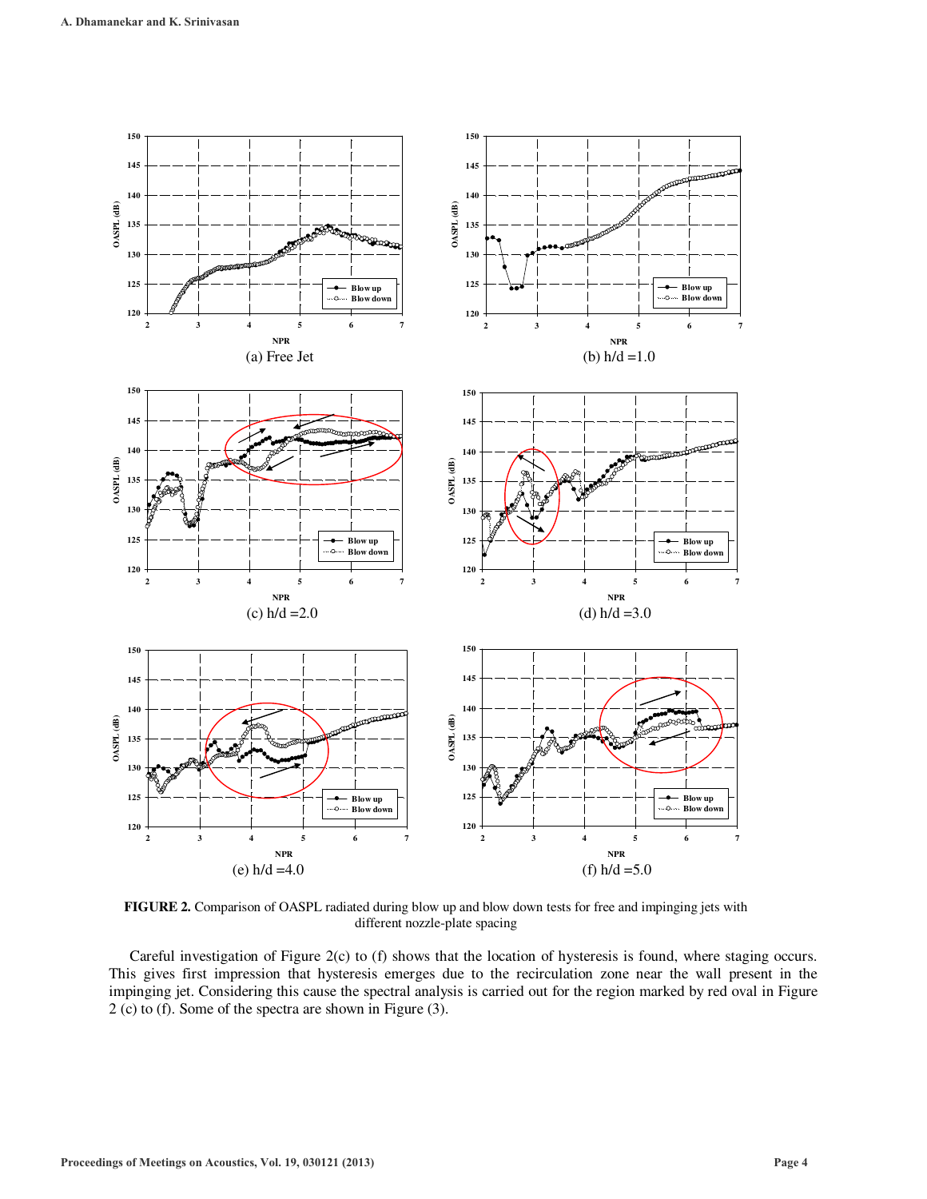(a) Free Jet

(b) h/d =1.0

(c) h/d =2.0

(d) h/d =3.0

(e) h/d =4.0

(f) h/d =5.0

**FIGURE 2.** Comparison of OASPL radiated during blow up and blow down tests for free and impinging jets with different nozzle-plate spacing

Careful investigation of Figure 2(c) to (f) shows that the location of hysteresis is found, where staging occurs. This gives first impression that hysteresis emerges due to the recirculation zone near the wall present in the impinging jet. Considering this cause the spectral analysis is carried out for the region marked by red oval in Figure 2 (c) to (f). Some of the spectra are shown in Figure (3).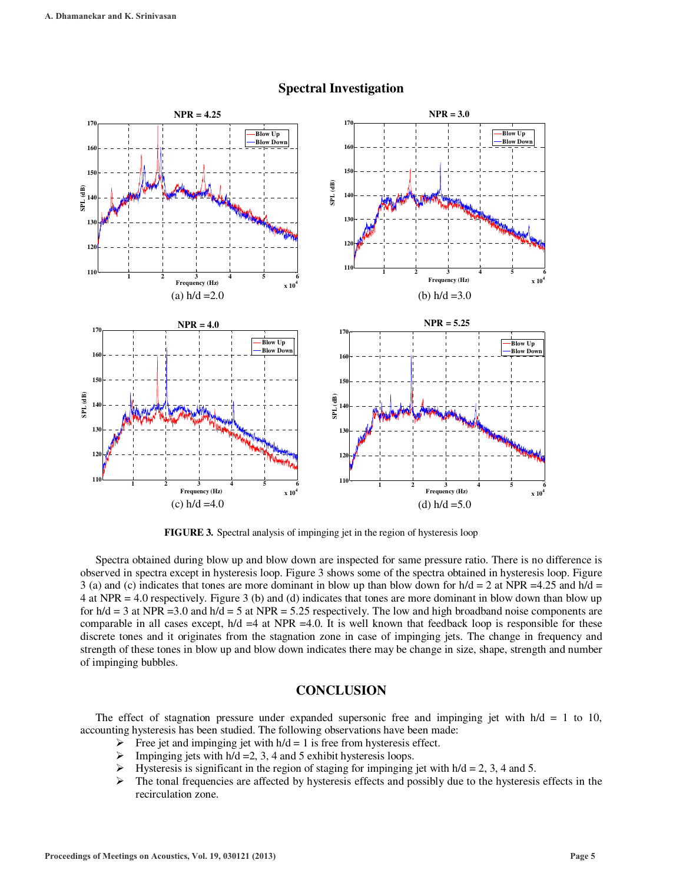## Spectral Investigation

(a) h/d =2.0

(b) h/d =3.0

(c) h/d =4.0

(d) h/d =5.0

**FIGURE 3.** Spectral analysis of impinging jet in the region of hysteresis loop

Spectra obtained during blow up and blow down are inspected for same pressure ratio. There is no difference is observed in spectra except in hysteresis loop. Figure 3 shows some of the spectra obtained in hysteresis loop. Figure 3 (a) and (c) indicates that tones are more dominant in blow up than blow down for h/d = 2 at NPR =4.25 and h/d = 4 at NPR = 4.0 respectively. Figure 3 (b) and (d) indicates that tones are more dominant in blow down than blow up for h/d = 3 at NPR =3.0 and h/d = 5 at NPR = 5.25 respectively. The low and high broadband noise components are comparable in all cases except, h/d =4 at NPR =4.0. It is well known that feedback loop is responsible for these discrete tones and it originates from the stagnation zone in case of impinging jets. The change in frequency and strength of these tones in blow up and blow down indicates there may be change in size, shape, strength and number of impinging bubbles.

## CONCLUSION

The effect of stagnation pressure under expanded supersonic free and impinging jet with h/d = 1 to 10, accounting hysteresis has been studied. The following observations have been made:

- Free jet and impinging jet with h/d = 1 is free from hysteresis effect.
- Impinging jets with h/d =2, 3, 4 and 5 exhibit hysteresis loops.
- Hysteresis is significant in the region of staging for impinging jet with h/d = 2, 3, 4 and 5.
- The tonal frequencies are affected by hysteresis effects and possibly due to the hysteresis effects in the recirculation zone.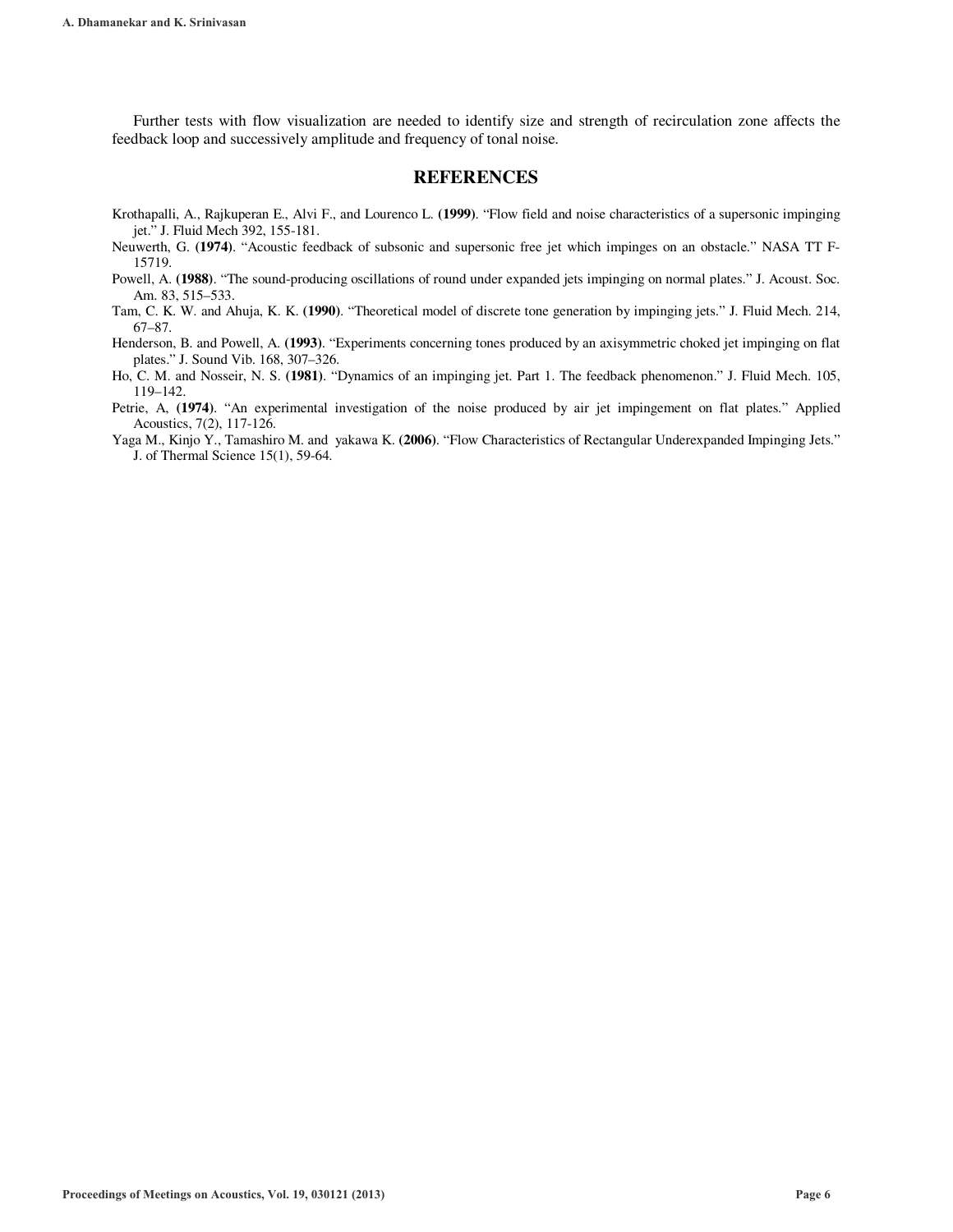Further tests with flow visualization are needed to identify size and strength of recirculation zone affects the feedback loop and successively amplitude and frequency of tonal noise.

## REFERENCES

Krothapalli, A., Rajkuperan E., Alvi F., and Lourenco L. **(1999)**. "Flow field and noise characteristics of a supersonic impinging jet." J. Fluid Mech 392, 155-181.

Neuwerth, G. **(1974)**. "Acoustic feedback of subsonic and supersonic free jet which impinges on an obstacle." NASA TT F-15719.

Powell, A. **(1988)**. "The sound-producing oscillations of round under expanded jets impinging on normal plates." J. Acoust. Soc. Am. 83, 515–533.

Tam, C. K. W. and Ahuja, K. K. **(1990)**. "Theoretical model of discrete tone generation by impinging jets." J. Fluid Mech. 214, 67–87.

Henderson, B. and Powell, A. **(1993)**. "Experiments concerning tones produced by an axisymmetric choked jet impinging on flat plates." J. Sound Vib. 168, 307–326.

Ho, C. M. and Nosseir, N. S. **(1981)**. "Dynamics of an impinging jet. Part 1. The feedback phenomenon." J. Fluid Mech. 105, 119–142.

Petrie, A, **(1974)**. "An experimental investigation of the noise produced by air jet impingement on flat plates." Applied Acoustics, 7(2), 117-126.

Yaga M., Kinjo Y., Tamashiro M. and yakawa K. **(2006)**. "Flow Characteristics of Rectangular Underexpanded Impinging Jets." J. of Thermal Science 15(1), 59-64.